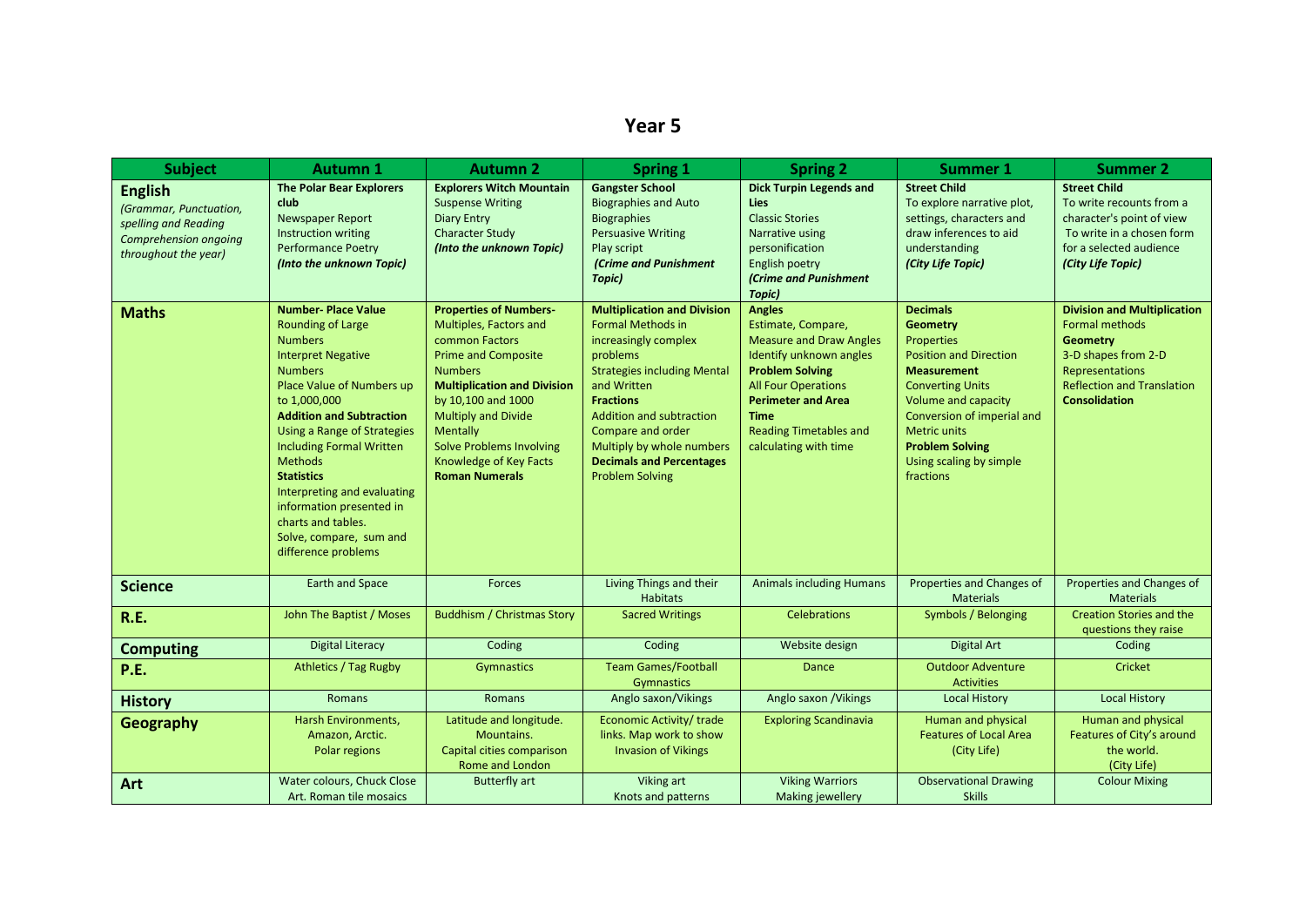# Year 5

| Subject | Autumn 1 | Autumn 2 | Spring 1 | Spring 2 | Summer 1 | Summer 2 |
|---|---|---|---|---|---|---|
| **English** *(Grammar, Punctuation, spelling and Reading Comprehension ongoing throughout the year)* | **The Polar Bear Explorers club**<br>Newspaper Report<br>Instruction writing<br>Performance Poetry<br>***(Into the unknown Topic)*** | **Explorers Witch Mountain**<br>Suspense Writing<br>Diary Entry<br>Character Study<br>***(Into the unknown Topic)*** | **Gangster School**<br>Biographies and Auto Biographies<br>Persuasive Writing<br>Play script<br>***(Crime and Punishment Topic)*** | **Dick Turpin Legends and Lies**<br>Classic Stories<br>Narrative using personification<br>English poetry<br>***(Crime and Punishment Topic)*** | **Street Child**<br>To explore narrative plot, settings, characters and draw inferences to aid understanding<br>***(City Life Topic)*** | **Street Child**<br>To write recounts from a character's point of view<br>To write in a chosen form for a selected audience<br>***(City Life Topic)*** |
| **Maths** | **Number- Place Value**<br>Rounding of Large Numbers<br>Interpret Negative Numbers<br>Place Value of Numbers up to 1,000,000<br>**Addition and Subtraction**<br>Using a Range of Strategies Including Formal Written Methods<br>**Statistics**<br>Interpreting and evaluating information presented in charts and tables.<br>Solve, compare, sum and difference problems | **Properties of Numbers-**<br>Multiples, Factors and common Factors<br>Prime and Composite Numbers<br>**Multiplication and Division** by 10,100 and 1000<br>Multiply and Divide Mentally<br>Solve Problems Involving Knowledge of Key Facts<br>**Roman Numerals** | **Multiplication and Division**<br>Formal Methods in increasingly complex problems<br>Strategies including Mental and Written<br>**Fractions**<br>Addition and subtraction<br>Compare and order<br>Multiply by whole numbers<br>**Decimals and Percentages**<br>Problem Solving | **Angles**<br>Estimate, Compare, Measure and Draw Angles<br>Identify unknown angles<br>**Problem Solving**<br>All Four Operations<br>**Perimeter and Area**<br>**Time**<br>Reading Timetables and calculating with time | **Decimals**<br>**Geometry**<br>Properties<br>Position and Direction<br>**Measurement**<br>Converting Units<br>Volume and capacity<br>Conversion of imperial and Metric units<br>**Problem Solving**<br>Using scaling by simple fractions | **Division and Multiplication**<br>Formal methods<br>**Geometry**<br>3-D shapes from 2-D Representations<br>Reflection and Translation<br>**Consolidation** |
| **Science** | Earth and Space | Forces | Living Things and their Habitats | Animals including Humans | Properties and Changes of Materials | Properties and Changes of Materials |
| **R.E.** | John The Baptist / Moses | Buddhism / Christmas Story | Sacred Writings | Celebrations | Symbols / Belonging | Creation Stories and the questions they raise |
| **Computing** | Digital Literacy | Coding | Coding | Website design | Digital Art | Coding |
| **P.E.** | Athletics / Tag Rugby | Gymnastics | Team Games/Football Gymnastics | Dance | Outdoor Adventure Activities | Cricket |
| **History** | Romans | Romans | Anglo saxon/Vikings | Anglo saxon /Vikings | Local History | Local History |
| **Geography** | Harsh Environments, Amazon, Arctic.<br>Polar regions | Latitude and longitude.<br>Mountains.<br>Capital cities comparison Rome and London | Economic Activity/ trade links. Map work to show Invasion of Vikings | Exploring Scandinavia | Human and physical Features of Local Area (City Life) | Human and physical Features of City's around the world.<br>(City Life) |
| **Art** | Water colours, Chuck Close Art. Roman tile mosaics | Butterfly art | Viking art<br>Knots and patterns | Viking Warriors<br>Making jewellery | Observational Drawing Skills | Colour Mixing |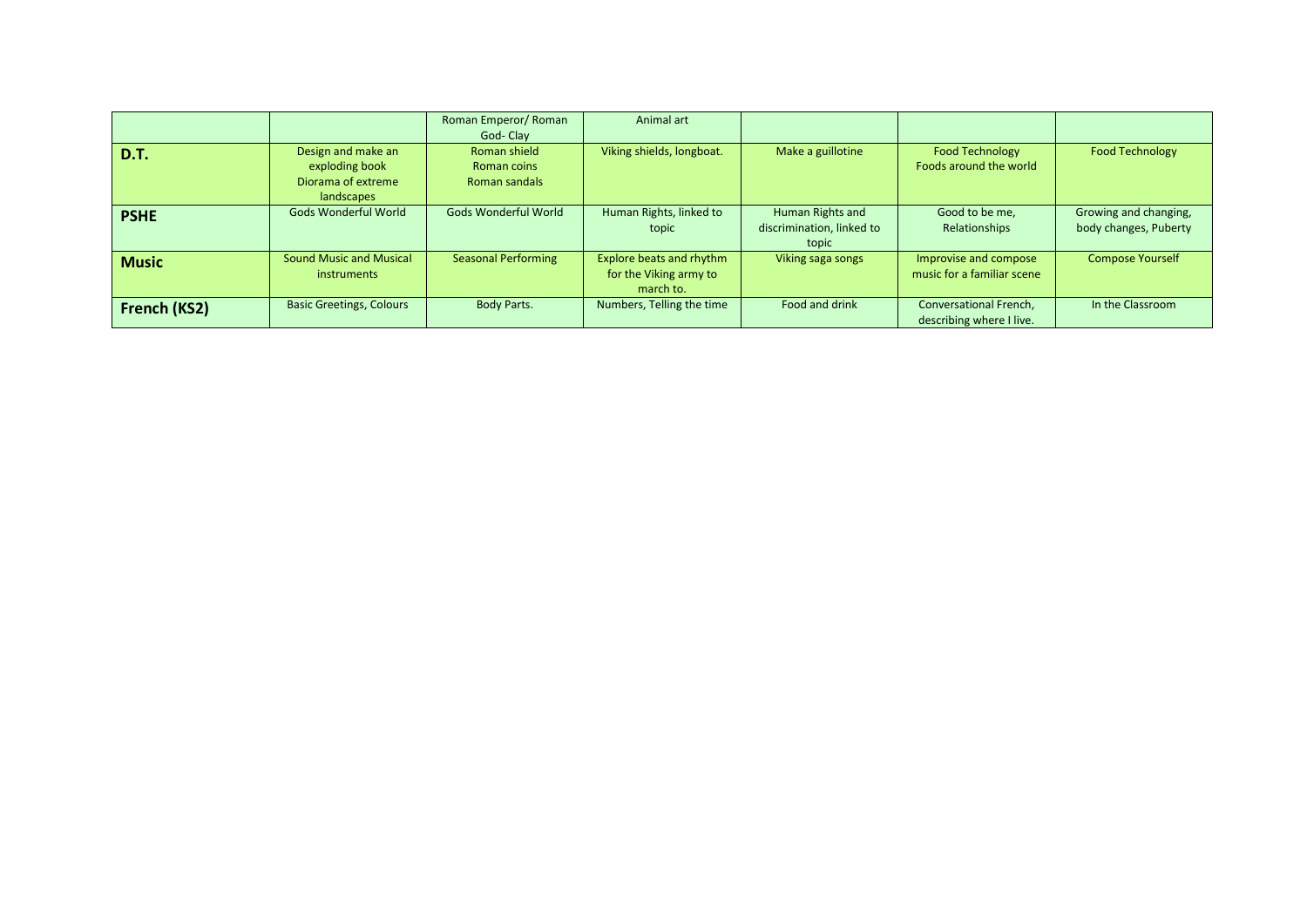| | | | | | | |
|---|---|---|---|---|---|---|
| | | Roman Emperor/ Roman God- Clay | Animal art | | | |
| **D.T.** | Design and make an exploding book Diorama of extreme landscapes | Roman shield Roman coins Roman sandals | Viking shields, longboat. | Make a guillotine | Food Technology Foods around the world | Food Technology |
| **PSHE** | Gods Wonderful World | Gods Wonderful World | Human Rights, linked to topic | Human Rights and discrimination, linked to topic | Good to be me, Relationships | Growing and changing, body changes, Puberty |
| **Music** | Sound Music and Musical instruments | Seasonal Performing | Explore beats and rhythm for the Viking army to march to. | Viking saga songs | Improvise and compose music for a familiar scene | Compose Yourself |
| **French (KS2)** | Basic Greetings, Colours | Body Parts. | Numbers, Telling the time | Food and drink | Conversational French, describing where I live. | In the Classroom |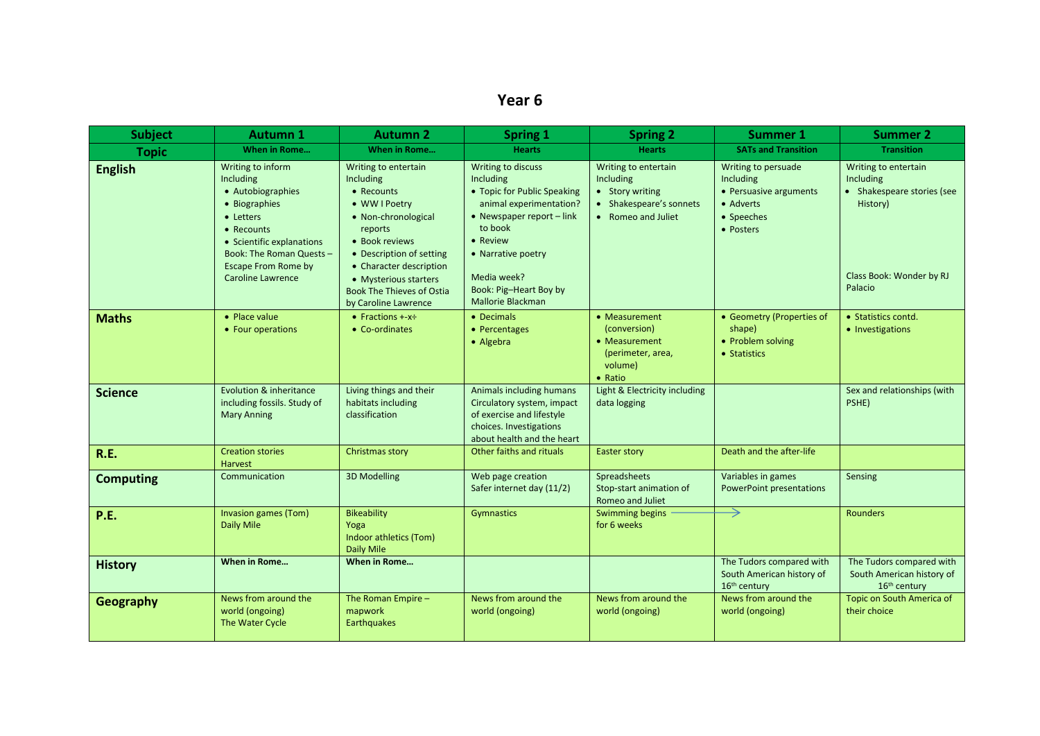# Year 6

| Subject | Autumn 1 | Autumn 2 | Spring 1 | Spring 2 | Summer 1 | Summer 2 |
|---|---|---|---|---|---|---|
| **Topic** | **When in Rome…** | **When in Rome…** | **Hearts** | **Hearts** | **SATs and Transition** | **Transition** |
| **English** | Writing to inform Including<br>• Autobiographies<br>• Biographies<br>• Letters<br>• Recounts<br>• Scientific explanations<br>Book: The Roman Quests – Escape From Rome by Caroline Lawrence | Writing to entertain Including<br>• Recounts<br>• WW I Poetry<br>• Non-chronological reports<br>• Book reviews<br>• Description of setting<br>• Character description<br>• Mysterious starters<br>Book The Thieves of Ostia by Caroline Lawrence | Writing to discuss Including<br>• Topic for Public Speaking animal experimentation?<br>• Newspaper report – link to book<br>• Review<br>• Narrative poetry<br><br>Media week?<br>Book: Pig–Heart Boy by Mallorie Blackman | Writing to entertain Including<br>• Story writing<br>• Shakespeare's sonnets<br>• Romeo and Juliet | Writing to persuade Including<br>• Persuasive arguments<br>• Adverts<br>• Speeches<br>• Posters | Writing to entertain Including<br>• Shakespeare stories (see History)<br><br>Class Book: Wonder by RJ Palacio |
| **Maths** | • Place value<br>• Four operations | • Fractions +-x÷<br>• Co-ordinates | • Decimals<br>• Percentages<br>• Algebra | • Measurement (conversion)<br>• Measurement (perimeter, area, volume)<br>• Ratio | • Geometry (Properties of shape)<br>• Problem solving<br>• Statistics | • Statistics contd.<br>• Investigations |
| **Science** | Evolution & inheritance including fossils. Study of Mary Anning | Living things and their habitats including classification | Animals including humans Circulatory system, impact of exercise and lifestyle choices. Investigations about health and the heart | Light & Electricity including data logging | | Sex and relationships (with PSHE) |
| **R.E.** | Creation stories<br>Harvest | Christmas story | Other faiths and rituals | Easter story | Death and the after-life | |
| **Computing** | Communication | 3D Modelling | Web page creation<br>Safer internet day (11/2) | Spreadsheets<br>Stop-start animation of Romeo and Juliet | Variables in games<br>PowerPoint presentations | Sensing |
| **P.E.** | Invasion games (Tom)<br>Daily Mile | Bikeability<br>Yoga<br>Indoor athletics (Tom)<br>Daily Mile | Gymnastics | Swimming begins for 6 weeks → | → | Rounders |
| **History** | **When in Rome…** | **When in Rome…** | | | The Tudors compared with South American history of 16th century | The Tudors compared with South American history of 16th century |
| **Geography** | News from around the world (ongoing)<br>The Water Cycle | The Roman Empire – mapwork<br>Earthquakes | News from around the world (ongoing) | News from around the world (ongoing) | News from around the world (ongoing) | Topic on South America of their choice |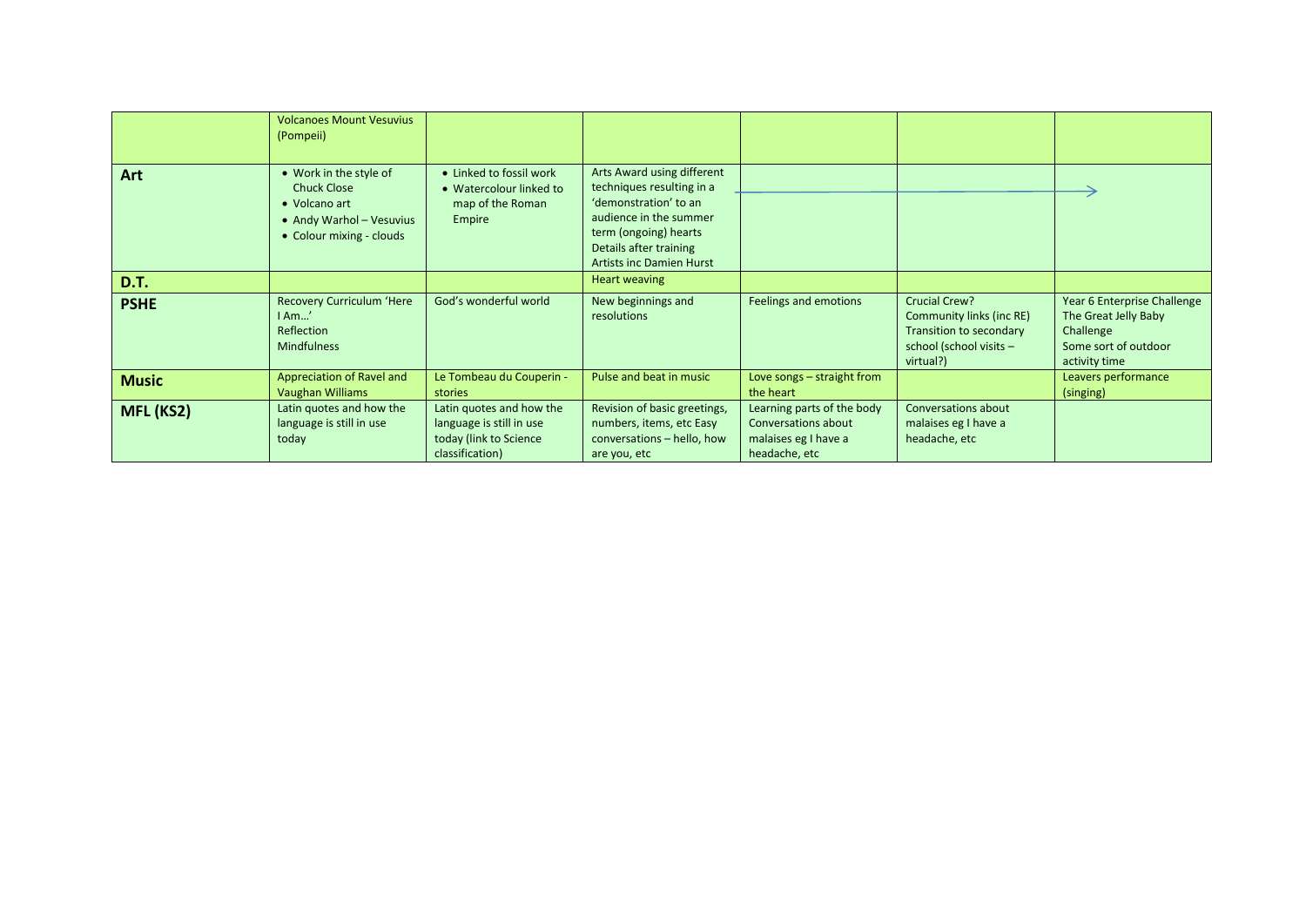| | | | | | | |
|---|---|---|---|---|---|---|
| | Volcanoes Mount Vesuvius (Pompeii) | | | | | |
| **Art** | • Work in the style of Chuck Close<br>• Volcano art<br>• Andy Warhol – Vesuvius<br>• Colour mixing - clouds | • Linked to fossil work<br>• Watercolour linked to map of the Roman Empire | Arts Award using different techniques resulting in a 'demonstration' to an audience in the summer term (ongoing) hearts Details after training Artists inc Damien Hurst | → | → | → |
| **D.T.** | | | Heart weaving | | | |
| **PSHE** | Recovery Curriculum 'Here I Am…'<br>Reflection<br>Mindfulness | God's wonderful world | New beginnings and resolutions | Feelings and emotions | Crucial Crew?<br>Community links (inc RE)<br>Transition to secondary school (school visits – virtual?) | Year 6 Enterprise Challenge<br>The Great Jelly Baby Challenge<br>Some sort of outdoor activity time |
| **Music** | Appreciation of Ravel and Vaughan Williams | Le Tombeau du Couperin - stories | Pulse and beat in music | Love songs – straight from the heart | | Leavers performance (singing) |
| **MFL (KS2)** | Latin quotes and how the language is still in use today | Latin quotes and how the language is still in use today (link to Science classification) | Revision of basic greetings, numbers, items, etc Easy conversations – hello, how are you, etc | Learning parts of the body Conversations about malaises eg I have a headache, etc | Conversations about malaises eg I have a headache, etc | |